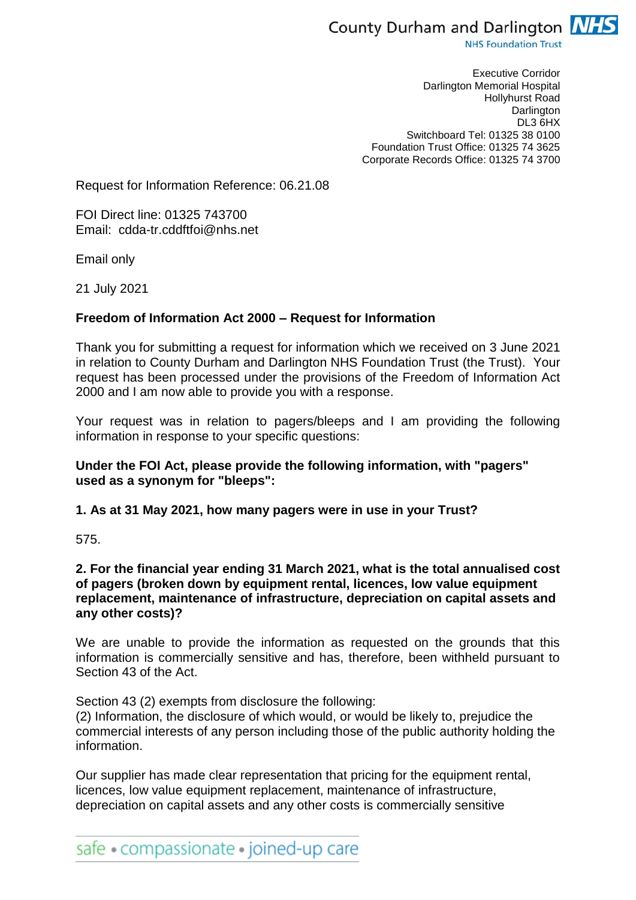County Durham and Darlington NHS Foundation Trust

Executive Corridor
Darlington Memorial Hospital
Hollyhurst Road
Darlington
DL3 6HX
Switchboard Tel: 01325 38 0100
Foundation Trust Office: 01325 74 3625
Corporate Records Office: 01325 74 3700

Request for Information Reference: 06.21.08

FOI Direct line: 01325 743700
Email: cdda-tr.cddftfoi@nhs.net

Email only

21 July 2021

**Freedom of Information Act 2000 – Request for Information**

Thank you for submitting a request for information which we received on 3 June 2021 in relation to County Durham and Darlington NHS Foundation Trust (the Trust). Your request has been processed under the provisions of the Freedom of Information Act 2000 and I am now able to provide you with a response.

Your request was in relation to pagers/bleeps and I am providing the following information in response to your specific questions:

**Under the FOI Act, please provide the following information, with "pagers" used as a synonym for "bleeps":**

**1. As at 31 May 2021, how many pagers were in use in your Trust?**

575.

**2. For the financial year ending 31 March 2021, what is the total annualised cost of pagers (broken down by equipment rental, licences, low value equipment replacement, maintenance of infrastructure, depreciation on capital assets and any other costs)?**

We are unable to provide the information as requested on the grounds that this information is commercially sensitive and has, therefore, been withheld pursuant to Section 43 of the Act.

Section 43 (2) exempts from disclosure the following:
(2) Information, the disclosure of which would, or would be likely to, prejudice the commercial interests of any person including those of the public authority holding the information.

Our supplier has made clear representation that pricing for the equipment rental, licences, low value equipment replacement, maintenance of infrastructure, depreciation on capital assets and any other costs is commercially sensitive

safe • compassionate • joined-up care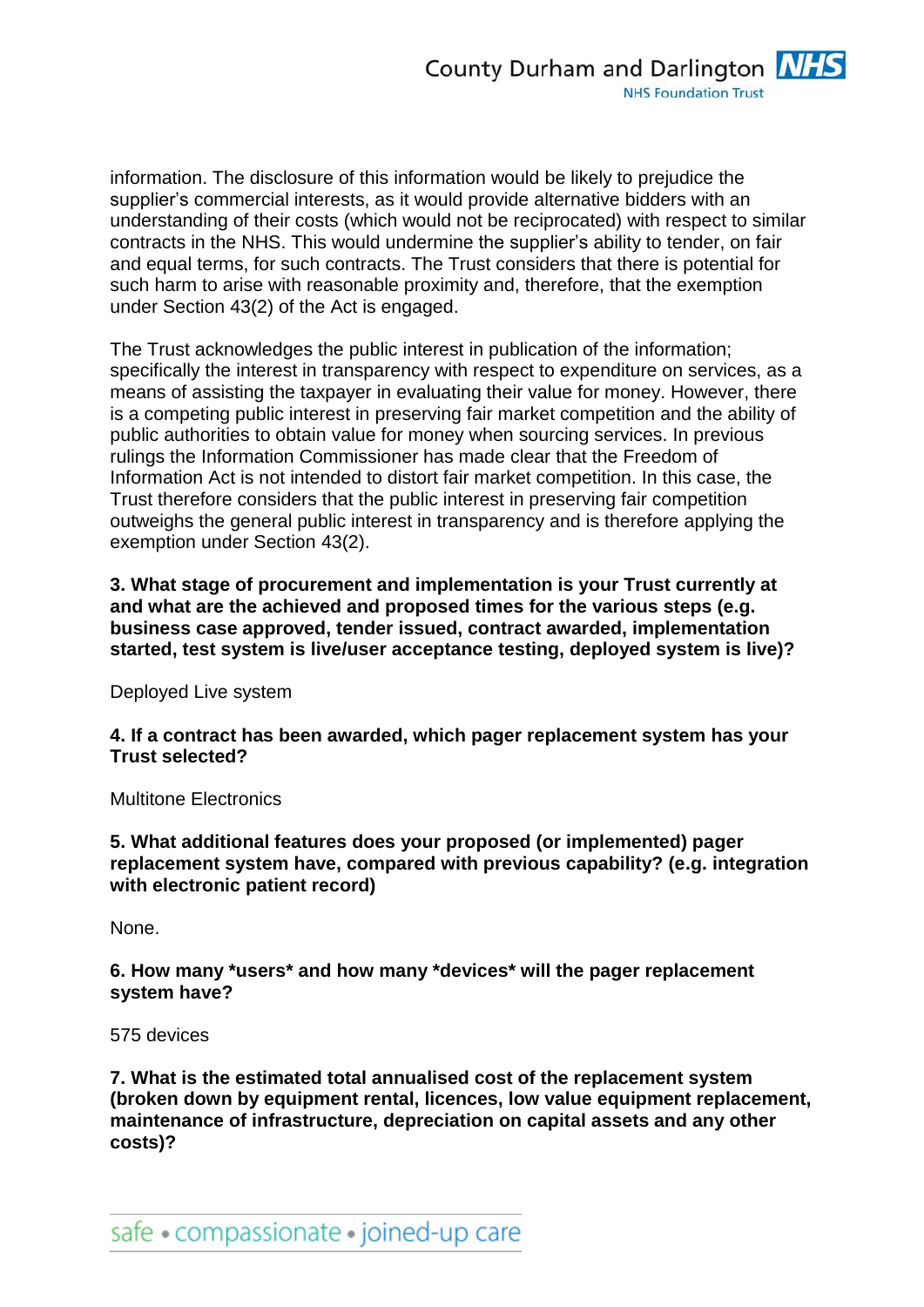information. The disclosure of this information would be likely to prejudice the supplier's commercial interests, as it would provide alternative bidders with an understanding of their costs (which would not be reciprocated) with respect to similar contracts in the NHS. This would undermine the supplier's ability to tender, on fair and equal terms, for such contracts. The Trust considers that there is potential for such harm to arise with reasonable proximity and, therefore, that the exemption under Section 43(2) of the Act is engaged.

The Trust acknowledges the public interest in publication of the information; specifically the interest in transparency with respect to expenditure on services, as a means of assisting the taxpayer in evaluating their value for money. However, there is a competing public interest in preserving fair market competition and the ability of public authorities to obtain value for money when sourcing services. In previous rulings the Information Commissioner has made clear that the Freedom of Information Act is not intended to distort fair market competition. In this case, the Trust therefore considers that the public interest in preserving fair competition outweighs the general public interest in transparency and is therefore applying the exemption under Section 43(2).

**3. What stage of procurement and implementation is your Trust currently at and what are the achieved and proposed times for the various steps (e.g. business case approved, tender issued, contract awarded, implementation started, test system is live/user acceptance testing, deployed system is live)?**

Deployed Live system

**4. If a contract has been awarded, which pager replacement system has your Trust selected?**

Multitone Electronics

**5. What additional features does your proposed (or implemented) pager replacement system have, compared with previous capability? (e.g. integration with electronic patient record)**

None.

**6. How many *users* and how many *devices* will the pager replacement system have?**

575 devices

**7. What is the estimated total annualised cost of the replacement system (broken down by equipment rental, licences, low value equipment replacement, maintenance of infrastructure, depreciation on capital assets and any other costs)?**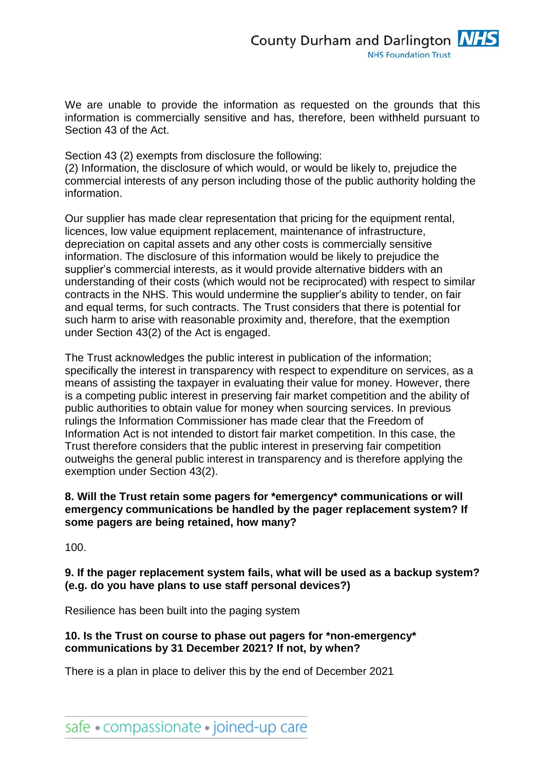We are unable to provide the information as requested on the grounds that this information is commercially sensitive and has, therefore, been withheld pursuant to Section 43 of the Act.

Section 43 (2) exempts from disclosure the following:
(2) Information, the disclosure of which would, or would be likely to, prejudice the commercial interests of any person including those of the public authority holding the information.

Our supplier has made clear representation that pricing for the equipment rental, licences, low value equipment replacement, maintenance of infrastructure, depreciation on capital assets and any other costs is commercially sensitive information. The disclosure of this information would be likely to prejudice the supplier's commercial interests, as it would provide alternative bidders with an understanding of their costs (which would not be reciprocated) with respect to similar contracts in the NHS. This would undermine the supplier's ability to tender, on fair and equal terms, for such contracts. The Trust considers that there is potential for such harm to arise with reasonable proximity and, therefore, that the exemption under Section 43(2) of the Act is engaged.

The Trust acknowledges the public interest in publication of the information; specifically the interest in transparency with respect to expenditure on services, as a means of assisting the taxpayer in evaluating their value for money. However, there is a competing public interest in preserving fair market competition and the ability of public authorities to obtain value for money when sourcing services. In previous rulings the Information Commissioner has made clear that the Freedom of Information Act is not intended to distort fair market competition. In this case, the Trust therefore considers that the public interest in preserving fair competition outweighs the general public interest in transparency and is therefore applying the exemption under Section 43(2).

**8. Will the Trust retain some pagers for *emergency* communications or will emergency communications be handled by the pager replacement system? If some pagers are being retained, how many?**

100.

**9. If the pager replacement system fails, what will be used as a backup system? (e.g. do you have plans to use staff personal devices?)**

Resilience has been built into the paging system

**10. Is the Trust on course to phase out pagers for *non-emergency* communications by 31 December 2021? If not, by when?**

There is a plan in place to deliver this by the end of December 2021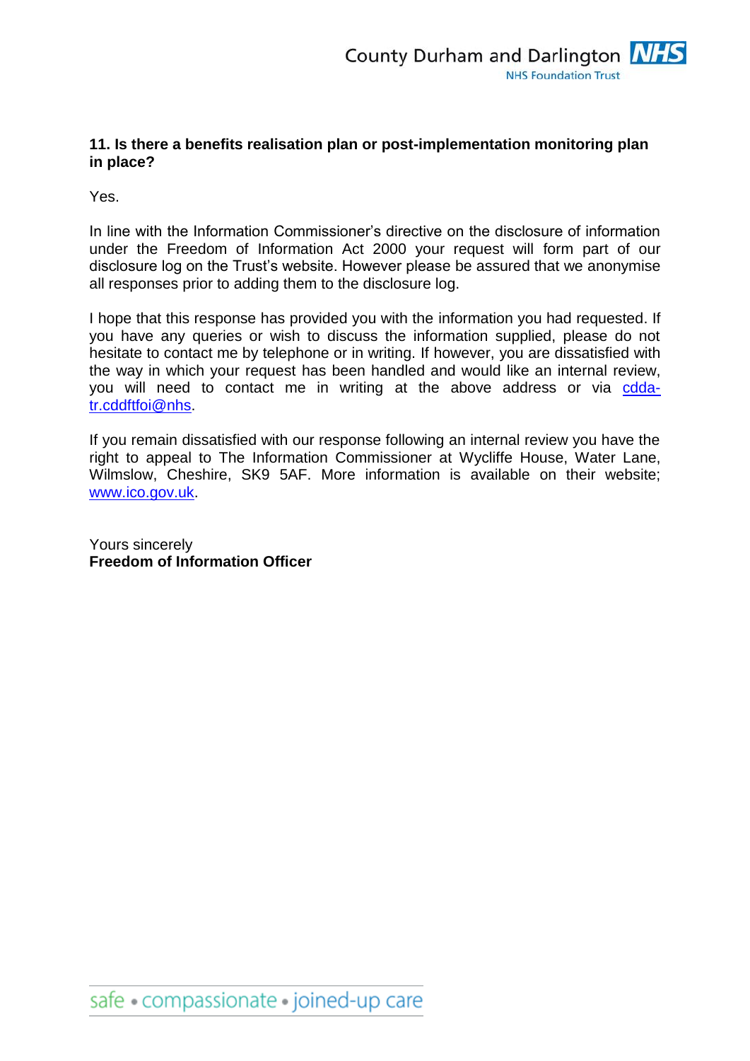**11. Is there a benefits realisation plan or post-implementation monitoring plan in place?**

Yes.

In line with the Information Commissioner's directive on the disclosure of information under the Freedom of Information Act 2000 your request will form part of our disclosure log on the Trust's website. However please be assured that we anonymise all responses prior to adding them to the disclosure log.

I hope that this response has provided you with the information you had requested. If you have any queries or wish to discuss the information supplied, please do not hesitate to contact me by telephone or in writing. If however, you are dissatisfied with the way in which your request has been handled and would like an internal review, you will need to contact me in writing at the above address or via cdda-tr.cddftfoi@nhs.

If you remain dissatisfied with our response following an internal review you have the right to appeal to The Information Commissioner at Wycliffe House, Water Lane, Wilmslow, Cheshire, SK9 5AF. More information is available on their website; www.ico.gov.uk.

Yours sincerely
**Freedom of Information Officer**